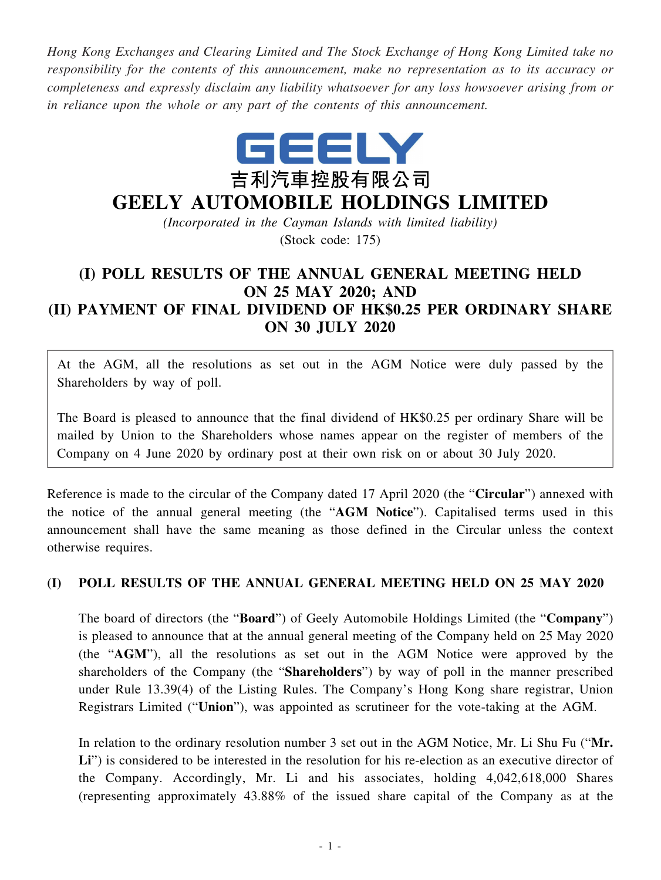*Hong Kong Exchanges and Clearing Limited and The Stock Exchange of Hong Kong Limited take no responsibility for the contents of this announcement, make no representation as to its accuracy or completeness and expressly disclaim any liability whatsoever for any loss howsoever arising from or in reliance upon the whole or any part of the contents of this announcement.*

GEELY

吉利汽車控股有限公司

# GEELY AUTOMOBILE HOLDINGS LIMITED

*(Incorporated in the Cayman Islands with limited liability)*

(Stock code: 175)

## (I) POLL RESULTS OF THE ANNUAL GENERAL MEETING HELD ON 25 MAY 2020; AND (II) PAYMENT OF FINAL DIVIDEND OF HK$0.25 PER ORDINARY SHARE ON 30 JULY 2020

At the AGM, all the resolutions as set out in the AGM Notice were duly passed by the Shareholders by way of poll.

The Board is pleased to announce that the final dividend of HK$0.25 per ordinary Share will be mailed by Union to the Shareholders whose names appear on the register of members of the Company on 4 June 2020 by ordinary post at their own risk on or about 30 July 2020.

Reference is made to the circular of the Company dated 17 April 2020 (the "**Circular**") annexed with the notice of the annual general meeting (the "**AGM Notice**"). Capitalised terms used in this announcement shall have the same meaning as those defined in the Circular unless the context otherwise requires.

### (I) POLL RESULTS OF THE ANNUAL GENERAL MEETING HELD ON 25 MAY 2020

The board of directors (the "**Board**") of Geely Automobile Holdings Limited (the "**Company**") is pleased to announce that at the annual general meeting of the Company held on 25 May 2020 (the "**AGM**"), all the resolutions as set out in the AGM Notice were approved by the shareholders of the Company (the "**Shareholders**") by way of poll in the manner prescribed under Rule 13.39(4) of the Listing Rules. The Company's Hong Kong share registrar, Union Registrars Limited ("**Union**"), was appointed as scrutineer for the vote-taking at the AGM.

In relation to the ordinary resolution number 3 set out in the AGM Notice, Mr. Li Shu Fu ("**Mr. Li**") is considered to be interested in the resolution for his re-election as an executive director of the Company. Accordingly, Mr. Li and his associates, holding 4,042,618,000 Shares (representing approximately 43.88% of the issued share capital of the Company as at the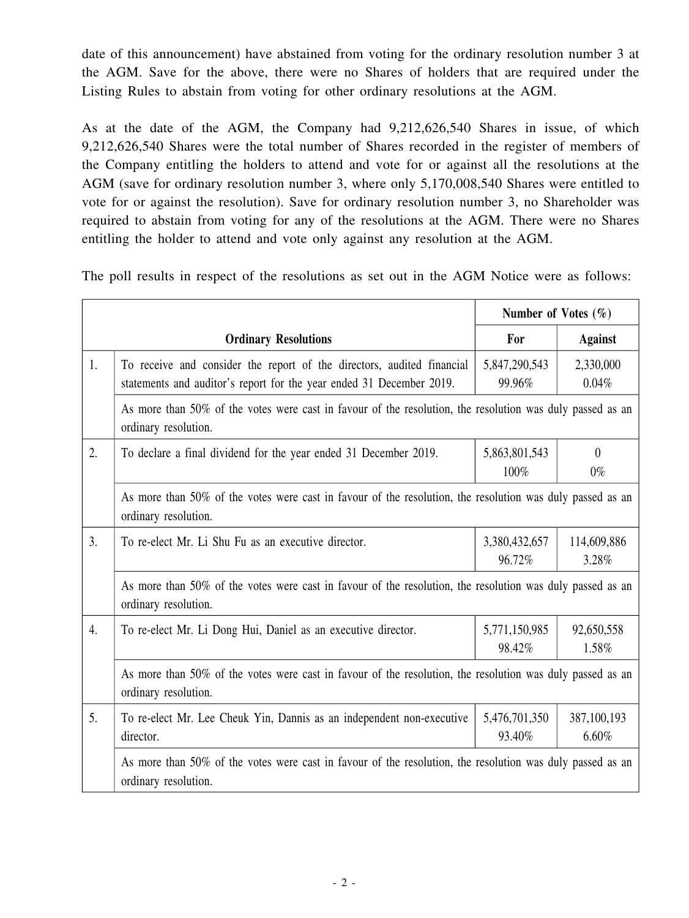date of this announcement) have abstained from voting for the ordinary resolution number 3 at the AGM. Save for the above, there were no Shares of holders that are required under the Listing Rules to abstain from voting for other ordinary resolutions at the AGM.

As at the date of the AGM, the Company had 9,212,626,540 Shares in issue, of which 9,212,626,540 Shares were the total number of Shares recorded in the register of members of the Company entitling the holders to attend and vote for or against all the resolutions at the AGM (save for ordinary resolution number 3, where only 5,170,008,540 Shares were entitled to vote for or against the resolution). Save for ordinary resolution number 3, no Shareholder was required to abstain from voting for any of the resolutions at the AGM. There were no Shares entitling the holder to attend and vote only against any resolution at the AGM.

The poll results in respect of the resolutions as set out in the AGM Notice were as follows:

| | **Ordinary Resolutions** | **Number of Votes (%)** | |
|---|---|---|---|
| | | **For** | **Against** |
| 1. | To receive and consider the report of the directors, audited financial statements and auditor's report for the year ended 31 December 2019. | 5,847,290,543 99.96% | 2,330,000 0.04% |
| | As more than 50% of the votes were cast in favour of the resolution, the resolution was duly passed as an ordinary resolution. | | |
| 2. | To declare a final dividend for the year ended 31 December 2019. | 5,863,801,543 100% | 0 0% |
| | As more than 50% of the votes were cast in favour of the resolution, the resolution was duly passed as an ordinary resolution. | | |
| 3. | To re-elect Mr. Li Shu Fu as an executive director. | 3,380,432,657 96.72% | 114,609,886 3.28% |
| | As more than 50% of the votes were cast in favour of the resolution, the resolution was duly passed as an ordinary resolution. | | |
| 4. | To re-elect Mr. Li Dong Hui, Daniel as an executive director. | 5,771,150,985 98.42% | 92,650,558 1.58% |
| | As more than 50% of the votes were cast in favour of the resolution, the resolution was duly passed as an ordinary resolution. | | |
| 5. | To re-elect Mr. Lee Cheuk Yin, Dannis as an independent non-executive director. | 5,476,701,350 93.40% | 387,100,193 6.60% |
| | As more than 50% of the votes were cast in favour of the resolution, the resolution was duly passed as an ordinary resolution. | | |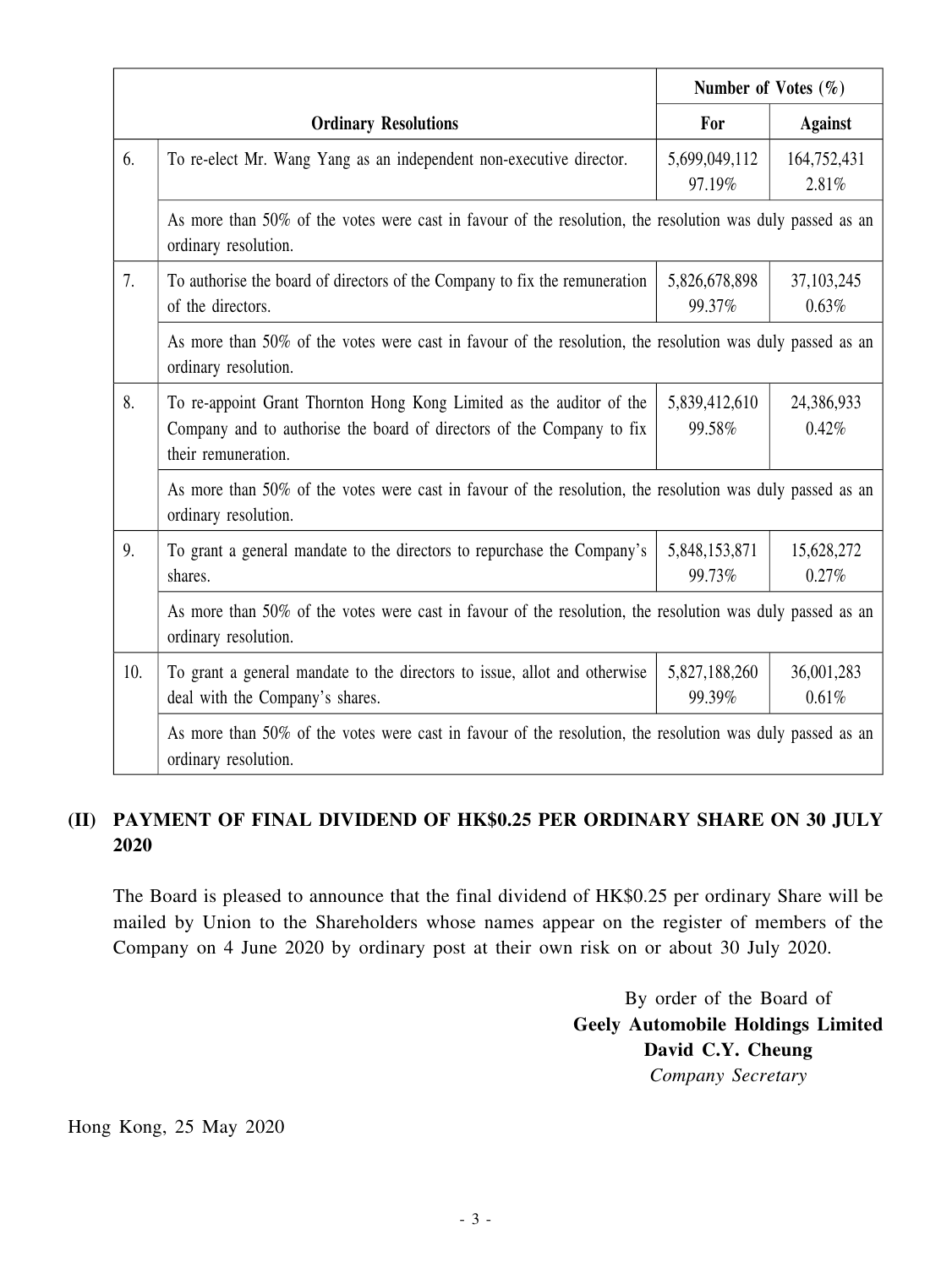| | Ordinary Resolutions | Number of Votes (%) | |
|---|---|---|---|
| | | For | Against |
| 6. | To re-elect Mr. Wang Yang as an independent non-executive director. | 5,699,049,112 97.19% | 164,752,431 2.81% |
| | As more than 50% of the votes were cast in favour of the resolution, the resolution was duly passed as an ordinary resolution. | | |
| 7. | To authorise the board of directors of the Company to fix the remuneration of the directors. | 5,826,678,898 99.37% | 37,103,245 0.63% |
| | As more than 50% of the votes were cast in favour of the resolution, the resolution was duly passed as an ordinary resolution. | | |
| 8. | To re-appoint Grant Thornton Hong Kong Limited as the auditor of the Company and to authorise the board of directors of the Company to fix their remuneration. | 5,839,412,610 99.58% | 24,386,933 0.42% |
| | As more than 50% of the votes were cast in favour of the resolution, the resolution was duly passed as an ordinary resolution. | | |
| 9. | To grant a general mandate to the directors to repurchase the Company's shares. | 5,848,153,871 99.73% | 15,628,272 0.27% |
| | As more than 50% of the votes were cast in favour of the resolution, the resolution was duly passed as an ordinary resolution. | | |
| 10. | To grant a general mandate to the directors to issue, allot and otherwise deal with the Company's shares. | 5,827,188,260 99.39% | 36,001,283 0.61% |
| | As more than 50% of the votes were cast in favour of the resolution, the resolution was duly passed as an ordinary resolution. | | |

## (II) PAYMENT OF FINAL DIVIDEND OF HK$0.25 PER ORDINARY SHARE ON 30 JULY 2020

The Board is pleased to announce that the final dividend of HK$0.25 per ordinary Share will be mailed by Union to the Shareholders whose names appear on the register of members of the Company on 4 June 2020 by ordinary post at their own risk on or about 30 July 2020.

By order of the Board of
**Geely Automobile Holdings Limited**
**David C.Y. Cheung**
*Company Secretary*

Hong Kong, 25 May 2020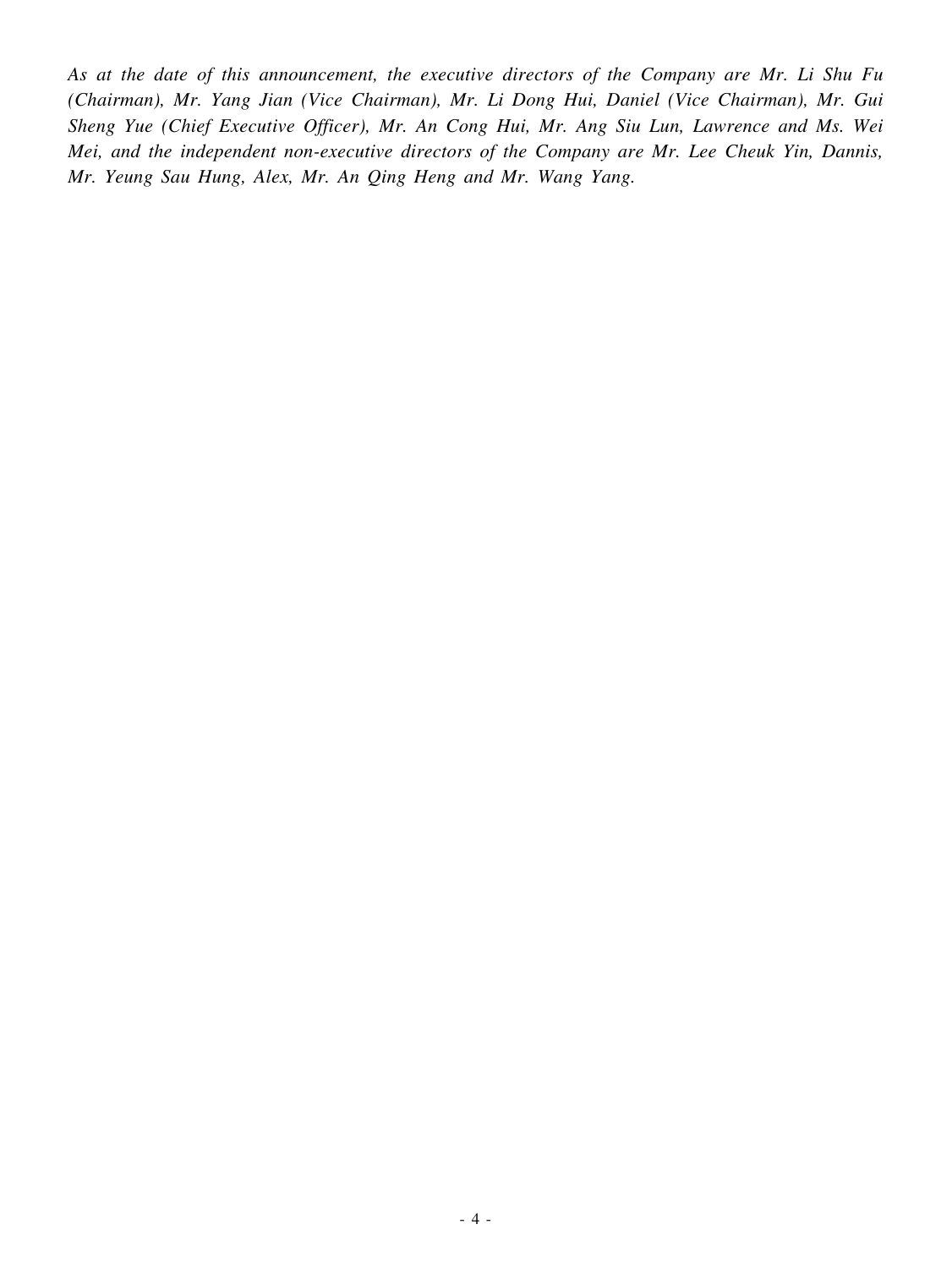*As at the date of this announcement, the executive directors of the Company are Mr. Li Shu Fu (Chairman), Mr. Yang Jian (Vice Chairman), Mr. Li Dong Hui, Daniel (Vice Chairman), Mr. Gui Sheng Yue (Chief Executive Officer), Mr. An Cong Hui, Mr. Ang Siu Lun, Lawrence and Ms. Wei Mei, and the independent non-executive directors of the Company are Mr. Lee Cheuk Yin, Dannis, Mr. Yeung Sau Hung, Alex, Mr. An Qing Heng and Mr. Wang Yang.*